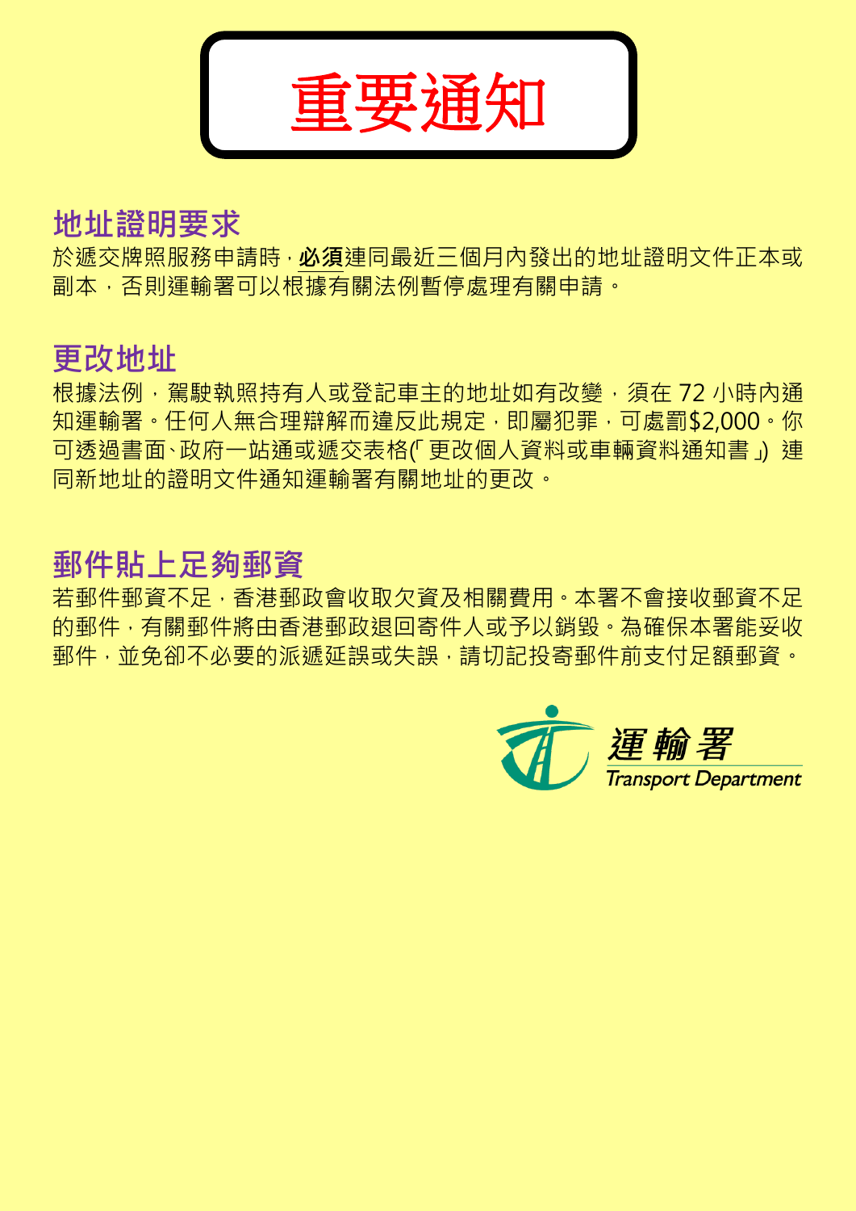# 重要通知

## 地址證明要求

於遞交牌照服務申請時，**必須**連同最近三個月內發出的地址證明文件正本或副本，否則運輸署可以根據有關法例暫停處理有關申請。

## 更改地址

根據法例，駕駛執照持有人或登記車主的地址如有改變，須在 72 小時內通知運輸署。任何人無合理辯解而違反此規定，即屬犯罪，可處罰$2,000。你可透過書面、政府一站通或遞交表格(「更改個人資料或車輛資料通知書」) 連同新地址的證明文件通知運輸署有關地址的更改。

## 郵件貼上足夠郵資

若郵件郵資不足，香港郵政會收取欠資及相關費用。本署不會接收郵資不足的郵件，有關郵件將由香港郵政退回寄件人或予以銷毀。為確保本署能妥收郵件，並免卻不必要的派遞延誤或失誤，請切記投寄郵件前支付足額郵資。

運輸署
Transport Department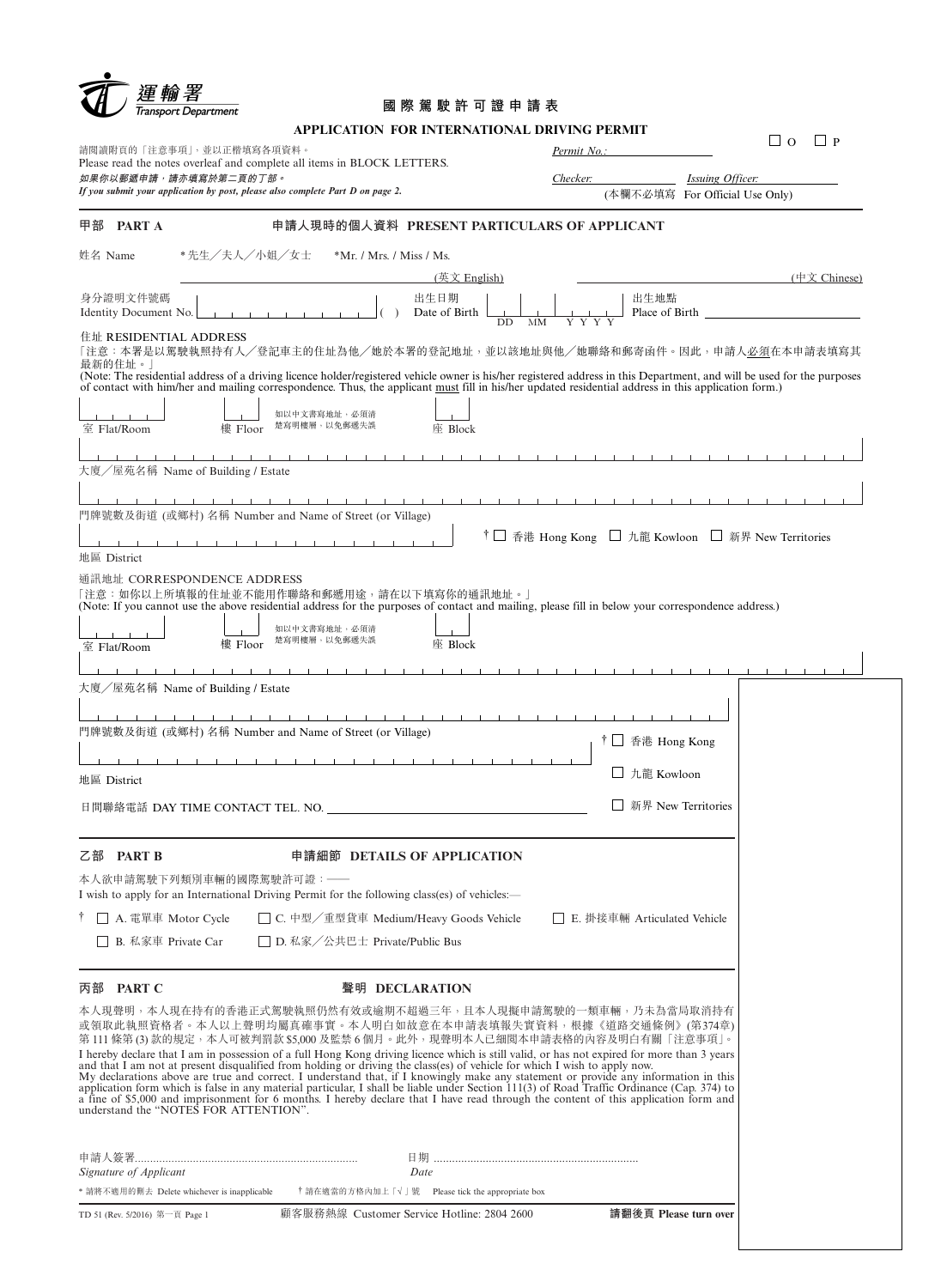運輸署
Transport Department

# 國際駕駛許可證申請表

# APPLICATION FOR INTERNATIONAL DRIVING PERMIT

☐ O ☐ P

請閱讀附頁的「注意事項」，並以正楷填寫各項資料。
Please read the notes overleaf and complete all items in BLOCK LETTERS.
*如果你以郵遞申請，請亦填寫於第二頁的丁部。*
*If you submit your application by post, please also complete Part D on page 2.*

*Permit No.:* ____________
*Checker:* ____________ *Issuing Officer:* ____________
(本欄不必填寫 For Official Use Only)

## 甲部 PART A 申請人現時的個人資料 PRESENT PARTICULARS OF APPLICANT

姓名 Name *先生／夫人／小姐／女士 *Mr. / Mrs. / Miss / Ms.

____________ (英文 English) ____________ (中文 Chinese)

身分證明文件號碼 Identity Document No. ____________ ( )
出生日期 Date of Birth DD MM YYYY
出生地點 Place of Birth ____________

住址 RESIDENTIAL ADDRESS

「注意：本署是以駕駛執照持有人／登記車主的住址為他／她於本署的登記地址，並以該地址與他／她聯絡和郵寄函件。因此，申請人必須在本申請表填寫其最新的住址。」

(Note: The residential address of a driving licence holder/registered vehicle owner is his/her registered address in this Department, and will be used for the purposes of contact with him/her and mailing correspondence. Thus, the applicant must fill in his/her updated residential address in this application form.)

室 Flat/Room ____ 樓 Floor ____ 如以中文書寫地址，必須清楚寫明樓層，以免郵遞失誤 座 Block ____

大廈／屋苑名稱 Name of Building / Estate ____________

門牌號數及街道 (或鄉村) 名稱 Number and Name of Street (or Village) ____________

地區 District ____________ † ☐ 香港 Hong Kong ☐ 九龍 Kowloon ☐ 新界 New Territories

通訊地址 CORRESPONDENCE ADDRESS

「注意：如你以上所填報的住址並不能用作聯絡和郵遞用途，請在以下填寫你的通訊地址。」

(Note: If you cannot use the above residential address for the purposes of contact and mailing, please fill in below your correspondence address.)

室 Flat/Room ____ 樓 Floor ____ 如以中文書寫地址，必須清楚寫明樓層，以免郵遞失誤 座 Block ____

大廈／屋苑名稱 Name of Building / Estate ____________

門牌號數及街道 (或鄉村) 名稱 Number and Name of Street (or Village) ____________

地區 District ____________ † ☐ 香港 Hong Kong ☐ 九龍 Kowloon ☐ 新界 New Territories

日間聯絡電話 DAY TIME CONTACT TEL. NO. ____________

## 乙部 PART B 申請細節 DETAILS OF APPLICATION

本人欲申請駕駛下列類別車輛的國際駕駛許可證：——
I wish to apply for an International Driving Permit for the following class(es) of vehicles:—

† ☐ A. 電單車 Motor Cycle
☐ B. 私家車 Private Car
☐ C. 中型／重型貨車 Medium/Heavy Goods Vehicle
☐ D. 私家／公共巴士 Private/Public Bus
☐ E. 掛接車輛 Articulated Vehicle

## 丙部 PART C 聲明 DECLARATION

本人現聲明，本人現在持有的香港正式駕駛執照仍然有效或逾期不超過三年，且本人現擬申請駕駛的一類車輛，乃未為當局取消持有或領取此執照資格者。本人以上聲明均屬真確事實。本人明白如故意在本申請表填報失實資料，根據《道路交通條例》(第374章) 第111條第(3)款的規定，本人可被判罰款$5,000及監禁6個月。此外，現聲明本人已細閱本申請表格的內容及明白有關「注意事項」。

I hereby declare that I am in possession of a full Hong Kong driving licence which is still valid, or has not expired for more than 3 years and that I am not at present disqualified from holding or driving the class(es) of vehicle for which I wish to apply now. My declarations above are true and correct. I understand that, if I knowingly make any statement or provide any information in this application form which is false in any material particular, I shall be liable under Section 111(3) of Road Traffic Ordinance (Cap. 374) to a fine of $5,000 and imprisonment for 6 months. I hereby declare that I have read through the content of this application form and understand the "NOTES FOR ATTENTION".

申請人簽署 *Signature of Applicant* ....................
日期 *Date* ....................

* 請將不適用的刪去 Delete whichever is inapplicable † 請在適當的方格內加上「√」號 Please tick the appropriate box

TD 51 (Rev. 5/2016) 第一頁 Page 1 顧客服務熱線 Customer Service Hotline: 2804 2600 請翻後頁 Please turn over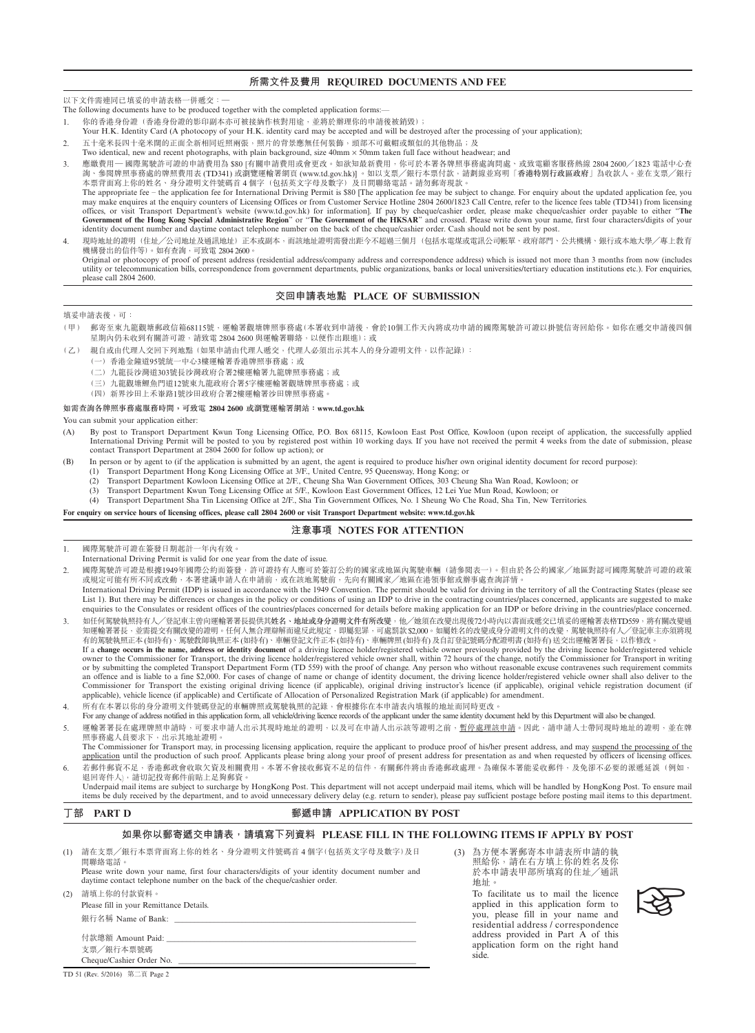## 所需文件及費用 REQUIRED DOCUMENTS AND FEE

以下文件需連同已填妥的申請表格一併遞交：—

The following documents have to be produced together with the completed application forms:—

1. 你的香港身份證（香港身份證的影印副本亦可被接納作核對用途，並將於辦理你的申請後被銷毀）；
   Your H.K. Identity Card (A photocopy of your H.K. identity card may be accepted and will be destroyed after the processing of your application);
2. 五十毫米長四十毫米闊的正面全新相同近照兩張，照片的背景應無任何裝飾，頭部不可戴帽或類似的其他物品；及
   Two identical, new and recent photographs, with plain background, size 40mm × 50mm taken full face without headwear; and
3. 應繳費用— 國際駕駛許可證的申請費用為 $80 [有關申請費用或會更改。如欲知最新費用，你可於本署各牌照事務處詢問處、或致電顧客服務熱線 2804 2600／1823 電話中心查詢、參閱牌照事務處的牌照費用表 (TD341) 或瀏覽運輸署網頁 (www.td.gov.hk)]。如以支票／銀行本票付款，請劃線並寫明「**香港特別行政區政府**」為收款人。並在支票／銀行本票背面寫上你的姓名、身分證明文件號碼首 4 個字（包括英文字母及數字）及日間聯絡電話。請勿郵寄現款。
   The appropriate fee – the application fee for International Driving Permit is $80 [The application fee may be subject to change. For enquiry about the updated application fee, you may make enquires at the enquiry counters of Licensing Offices or from Customer Service Hotline 2804 2600/1823 Call Centre, refer to the licence fees table (TD341) from licensing offices, or visit Transport Department's website (www.td.gov.hk) for information]. If pay by cheque/cashier order, please make cheque/cashier order payable to either "**The Government of the Hong Kong Special Administrative Region**" or "**The Government of the HKSAR**" and crossed. Please write down your name, first four characters/digits of your identity document number and daytime contact telephone number on the back of the cheque/cashier order. Cash should not be sent by post.
4. 現時地址的證明（住址／公司地址及通訊地址）正本或副本，而該地址證明需發出距今不超過三個月（包括水電煤或電訊公司帳單、政府部門、公共機構、銀行或本地大學／專上教育機構發出的信件等）。如有查詢，可致電 2804 2600。
   Original or photocopy of proof of present address (residential address/company address and correspondence address) which is issued not more than 3 months from now (includes utility or telecommunication bills, correspondence from government departments, public organizations, banks or local universities/tertiary education institutions etc.). For enquiries, please call 2804 2600.

## 交回申請表地點 PLACE OF SUBMISSION

填妥申請表後，可：

(甲) 郵寄至東九龍觀塘郵政信箱68115號，運輸署觀塘牌照事務處(本署收到申請後，會於10個工作天內將成功申請的國際駕駛許可證以掛號信寄回給你。如你在遞交申請後四個星期內仍未收到有關許可證，請致電 2804 2600 與運輸署聯絡，以便作出跟進)；或

(乙) 親自或由代理人交回下列地點（如果申請由代理人遞交，代理人必須出示其本人的身分證明文件，以作記錄）：
  (一) 香港金鐘道95號統一中心3樓運輸署香港牌照事務處；或
  (二) 九龍長沙灣道303號長沙灣政府合署2樓運輸署九龍牌照事務處；或
  (三) 九龍觀塘鯉魚門道12號東九龍政府合署5字樓運輸署觀塘牌照事務處；或
  (四) 新界沙田上禾輋路1號沙田政府合署2樓運輸署沙田牌照事務處。

**如需查詢各牌照事務處服務時間，可致電 2804 2600 或瀏覽運輸署網站：www.td.gov.hk**

You can submit your application either:

(A) By post to Transport Department Kwun Tong Licensing Office, P.O. Box 68115, Kowloon East Post Office, Kowloon (upon receipt of application, the successfully applied International Driving Permit will be posted to you by registered post within 10 working days. If you have not received the permit 4 weeks from the date of submission, please contact Transport Department at 2804 2600 for follow up action); or

(B) In person or by agent to (if the application is submitted by an agent, the agent is required to produce his/her own original identity document for record purpose):
  (1) Transport Department Hong Kong Licensing Office at 3/F., United Centre, 95 Queensway, Hong Kong; or
  (2) Transport Department Kowloon Licensing Office at 2/F., Cheung Sha Wan Government Offices, 303 Cheung Sha Wan Road, Kowloon; or
  (3) Transport Department Kwun Tong Licensing Office at 5/F., Kowloon East Government Offices, 12 Lei Yue Mun Road, Kowloon; or
  (4) Transport Department Sha Tin Licensing Office at 2/F., Sha Tin Government Offices, No. 1 Sheung Wo Che Road, Sha Tin, New Territories.

**For enquiry on service hours of licensing offices, please call 2804 2600 or visit Transport Department website: www.td.gov.hk**

## 注意事項 NOTES FOR ATTENTION

1. 國際駕駛許可證在簽發日期起計一年內有效。
   International Driving Permit is valid for one year from the date of issue.
2. 國際駕駛許可證是根據1949年國際公約而簽發，許可證持有人應可於簽訂公約的國家或地區內駕駛車輛（請參閱表一）。但由於各公約國家／地區對認可國際駕駛許可證的政策或規定可能有所不同或改動，本署建議申請人在申請前，或在該地駕駛前，先向有關國家／地區在港領事館或辦事處查詢詳情。
   International Driving Permit (IDP) is issued in accordance with the 1949 Convention. The permit should be valid for driving in the territory of all the Contracting States (please see List 1). But there may be differences or changes in the policy or conditions of using an IDP to drive in the contracting countries/places concerned, applicants are suggested to make enquiries to the Consulates or resident offices of the countries/places concerned for details before making application for an IDP or before driving in the countries/place concerned.
3. 如任何駕駛執照持有人／登記車主曾向運輸署署長提供其**姓名、地址或身分證明文件有所改變**，他／她須在改變出現後72小時內以書面或遞交已填妥的運輸署表格TD559，將有關改變通知運輸署署長，並需提交有關改變的證明。任何人無合理辯解而違反此規定，即屬犯罪，可處罰款$2,000。如屬姓名的改變或身分證明文件的改變，駕駛執照持有人／登記車主亦須將現有的駕駛執照正本(如持有)、駕駛教師執照正本(如持有)、車輛登記文件正本(如持有)、車輛牌照(如持有)及自訂登記號碼分配證明書(如持有)送交出運輸署署長，以作修改。
   If a **change occurs in the name, address or identity document** of a driving licence holder/registered vehicle owner previously provided by the driving licence holder/registered vehicle owner to the Commissioner for Transport, the driving licence holder/registered vehicle owner shall, within 72 hours of the change, notify the Commissioner for Transport in writing or by submitting the completed Transport Department Form (TD 559) with the proof of change. Any person who without reasonable excuse contravenes such requirement commits an offence and is liable to a fine $2,000. For cases of change of name or change of identity document, the driving licence holder/registered vehicle owner shall also deliver to the Commissioner for Transport the existing original driving licence (if applicable), original driving instructor's licence (if applicable), original vehicle registration document (if applicable), vehicle licence (if applicable) and Certificate of Allocation of Personalized Registration Mark (if applicable) for amendment.
4. 所有在本署以你的身分證明文件號碼登記的車輛牌照或駕駛執照的記錄，會根據你在本申請表內填報的地址而同時更改。
   For any change of address notified in this application form, all vehicle/driving licence records of the applicant under the same identity document held by this Department will also be changed.
5. 運輸署署長在處理牌照申請時，可要求申請人出示其現時地址的證明，以及可在申請人出示該等證明之前，暫停處理該申請。因此，請申請人士帶同現時地址的證明，並在牌照事務處人員要求下，出示其地址證明。
   The Commissioner for Transport may, in processing licensing application, require the applicant to produce proof of his/her present address, and may suspend the processing of the application until the production of such proof. Applicants please bring along your proof of present address for presentation as and when requested by officers of licensing offices.
6. 若郵件郵資不足，香港郵政會收取欠資及相關費用。本署不會接收郵資不足的信件，有關郵件將由香港郵政處理。為確保本署能妥收郵件，及免卻不必要的派遞延誤（例如，退回寄件人），請切記投寄郵件前貼上足夠郵資。
   Underpaid mail items are subject to surcharge by HongKong Post. This department will not accept underpaid mail items, which will be handled by HongKong Post. To ensure mail items be duly received by the department, and to avoid unnecessary delivery delay (e.g. return to sender), please pay sufficient postage before posting mail items to this department.

## 丁部 PART D 郵遞申請 APPLICATION BY POST

### 如果你以郵寄遞交申請表，請填寫下列資料 PLEASE FILL IN THE FOLLOWING ITEMS IF APPLY BY POST

(1) 請在支票／銀行本票背面寫上你的姓名、身分證明文件號碼首 4 個字(包括英文字母及數字)及日間聯絡電話。
Please write down your name, first four characters/digits of your identity document number and daytime contact telephone number on the back of the cheque/cashier order.

(2) 請填上你的付款資料。
Please fill in your Remittance Details.

銀行名稱 Name of Bank: ______________________

付款總額 Amount Paid: ______________________

支票／銀行本票號碼
Cheque/Cashier Order No. ______________________

(3) 為方便本署郵寄本申請表所申請的執照給你，請在右方填上你的姓名及你於本申請表甲部所填寫的住址／通訊地址。
To facilitate us to mail the licence applied in this application form to you, please fill in your name and residential address / correspondence address provided in Part A of this application form on the right hand side.

TD 51 (Rev. 5/2016) 第二頁 Page 2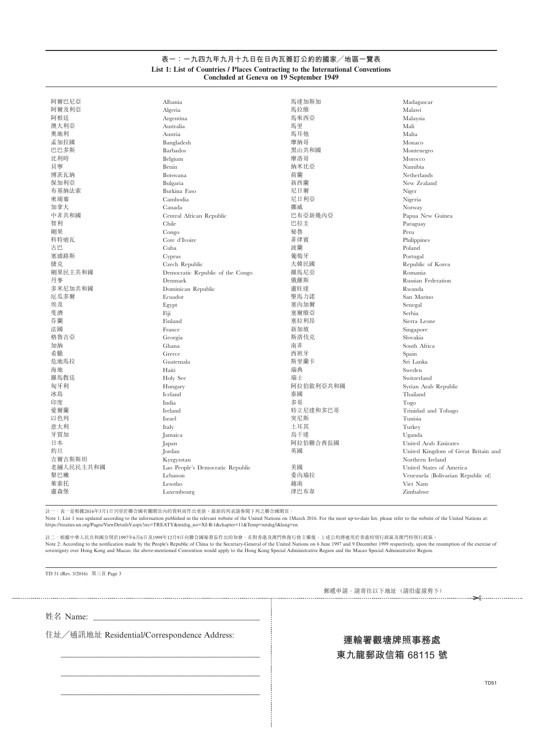## 表一：一九四九年九月十九日在日內瓦簽訂公約的國家╱地區一覽表

**List 1: List of Countries / Places Contracting to the International Conventions Concluded at Geneva on 19 September 1949**

| | | | |
|---|---|---|---|
| 阿爾巴尼亞 | Albania | 馬達加斯加 | Madagascar |
| 阿爾及利亞 | Algeria | 馬拉維 | Malawi |
| 阿根廷 | Argentina | 馬來西亞 | Malaysia |
| 澳大利亞 | Australia | 馬里 | Mali |
| 奧地利 | Austria | 馬耳他 | Malta |
| 孟加拉國 | Bangladesh | 摩納哥 | Monaco |
| 巴巴多斯 | Barbados | 黑山共和國 | Montenegro |
| 比利時 | Belgium | 摩洛哥 | Morocco |
| 貝寧 | Benin | 納米比亞 | Namibia |
| 博茨瓦納 | Botswana | 荷蘭 | Netherlands |
| 保加利亞 | Bulgaria | 新西蘭 | New Zealand |
| 布基納法索 | Burkina Faso | 尼日爾 | Niger |
| 柬埔寨 | Cambodia | 尼日利亞 | Nigeria |
| 加拿大 | Canada | 挪威 | Norway |
| 中非共和國 | Central African Republic | 巴布亞新幾內亞 | Papua New Guinea |
| 智利 | Chile | 巴拉圭 | Paraguay |
| 剛果 | Congo | 秘魯 | Peru |
| 科特迪瓦 | Cote d'Ivoire | 菲律賓 | Philippines |
| 古巴 | Cuba | 波蘭 | Poland |
| 塞浦路斯 | Cyprus | 葡萄牙 | Portugal |
| 捷克 | Czech Republic | 大韓民國 | Republic of Korea |
| 剛果民主共和國 | Democratic Republic of the Congo | 羅馬尼亞 | Romania |
| 丹麥 | Denmark | 俄羅斯 | Russian Federation |
| 多米尼加共和國 | Dominican Republic | 盧旺達 | Rwanda |
| 厄瓜多爾 | Ecuador | 聖馬力諾 | San Marino |
| 埃及 | Egypt | 塞內加爾 | Senegal |
| 斐濟 | Fiji | 塞爾維亞 | Serbia |
| 芬蘭 | Finland | 塞拉利昂 | Sierra Leone |
| 法國 | France | 新加坡 | Singapore |
| 格魯吉亞 | Georgia | 斯洛伐克 | Slovakia |
| 加納 | Ghana | 南非 | South Africa |
| 希臘 | Greece | 西班牙 | Spain |
| 危地馬拉 | Guatemala | 斯里蘭卡 | Sri Lanka |
| 海地 | Haiti | 瑞典 | Sweden |
| 羅馬教廷 | Holy See | 瑞士 | Switzerland |
| 匈牙利 | Hungary | 阿拉伯敘利亞共和國 | Syrian Arab Republic |
| 冰島 | Iceland | 泰國 | Thailand |
| 印度 | India | 多哥 | Togo |
| 愛爾蘭 | Ireland | 特立尼達和多巴哥 | Trinidad and Tobago |
| 以色列 | Israel | 突尼斯 | Tunisia |
| 意大利 | Italy | 土耳其 | Turkey |
| 牙買加 | Jamaica | 烏干達 | Uganda |
| 日本 | Japan | 阿拉伯聯合酋長國 | United Arab Emirates |
| 約旦 | Jordan | 英國 | United Kingdom of Great Britain and Northern Ireland |
| 吉爾吉斯斯坦 | Kyrgyzstan | | |
| 老撾人民民主共和國 | Lao People's Democratic Republic | 美國 | United States of America |
| 黎巴嫩 | Lebanon | 委內瑞拉 | Venezuela (Bolivarian Republic of) |
| 萊索托 | Lesotho | 越南 | Viet Nam |
| 盧森堡 | Luxembourg | 津巴布韋 | Zimbabwe |

註一：表一是根據2016年3月1日刊登於聯合國有關網頁內的資料而作出更新。最新的列表請參閱下列之聯合國網頁：

Note 1: List 1 was updated according to the information published in the relevant website of the United Nations on 1March 2016. For the most up-to-date list, please refer to the website of the United Nations at: https://treaties.un.org/Pages/ViewDetailsV.aspx?src=TREATY&mtdsg_no=XI-B-1&chapter=11&Temp=mtdsg5&lang=en

註二：根據中華人民共和國分別於1997年6月6日及1999年12月9日向聯合國秘書長作出的知會，在對香港及澳門恢復行使主權後，上述公約將適用於香港特別行政區及澳門特別行政區。

Note 2: According to the notification made by the People's Republic of China to the Secretary-General of the United Nations on 6 June 1997 and 9 December 1999 respectively, upon the resumption of the exercise of sovereignty over Hong Kong and Macao, the above-mentioned Convention would apply to the Hong Kong Special Administrative Region and the Macao Special Administrative Region.

TD 51 (Rev. 5/2016) 第三頁 Page 3

郵遞申請，請寄往以下地址（請沿虛線剪下）

姓名 Name: ______________________

住址╱通訊地址 Residential/Correspondence Address:

______________________

______________________

______________________

**運輸署觀塘牌照事務處**

**東九龍郵政信箱 68115 號**

TD51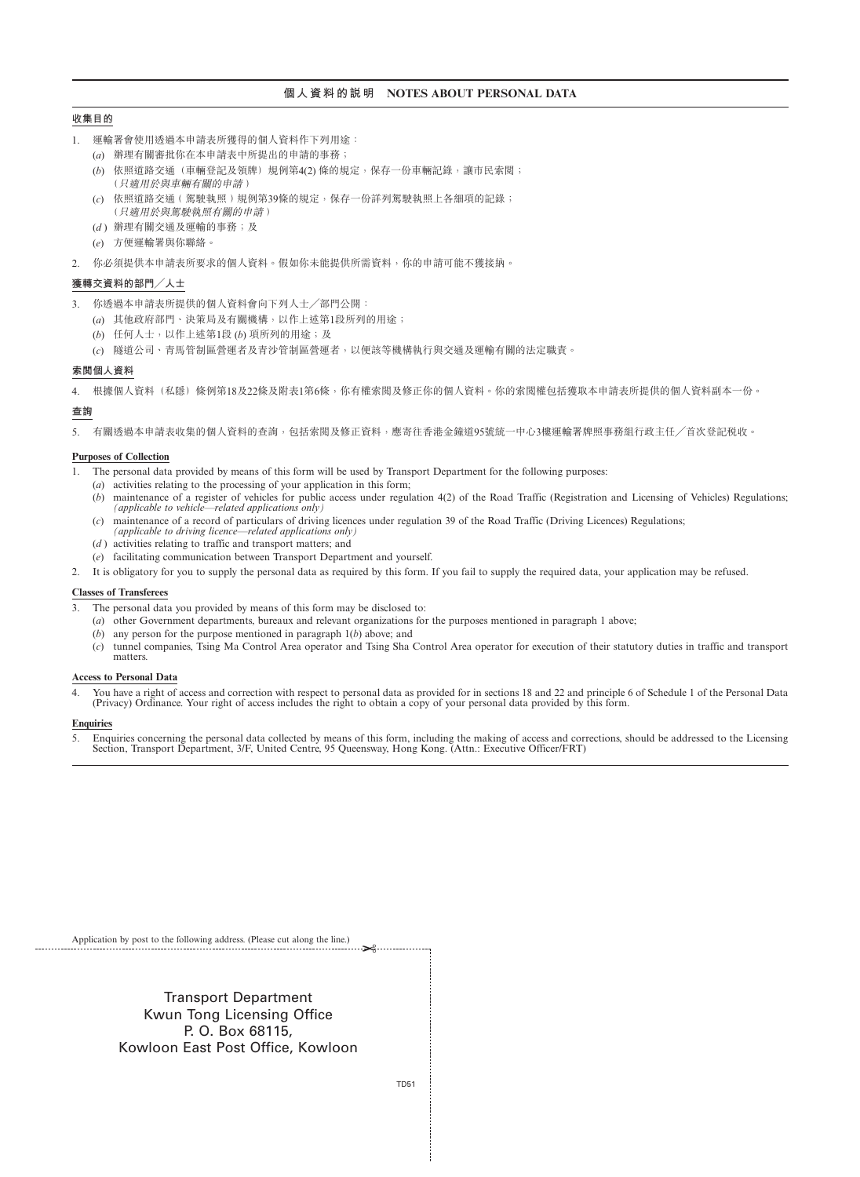## 個人資料的說明　NOTES ABOUT PERSONAL DATA

**收集目的**

1. 運輸署會使用透過本申請表所獲得的個人資料作下列用途：
   (*a*) 辦理有關審批你在本申請表中所提出的申請的事務；
   (*b*) 依照道路交通（車輛登記及領牌）規例第4(2) 條的規定，保存一份車輛記錄，讓市民索閱；
   （*只適用於與車輛有關的申請*）
   (*c*) 依照道路交通（駕駛執照）規例第39條的規定，保存一份詳列駕駛執照上各細項的記錄；
   （*只適用於與駕駛執照有關的申請*）
   (*d*) 辦理有關交通及運輸的事務；及
   (*e*) 方便運輸署與你聯絡。
2. 你必須提供本申請表所要求的個人資料。假如你未能提供所需資料，你的申請可能不獲接納。

**獲轉交資料的部門／人士**

3. 你透過本申請表所提供的個人資料會向下列人士／部門公開：
   (*a*) 其他政府部門、決策局及有關機構，以作上述第1段所列的用途；
   (*b*) 任何人士，以作上述第1段 (*b*) 項所列的用途；及
   (*c*) 隧道公司、青馬管制區營運者及青沙管制區營運者，以便該等機構執行與交通及運輸有關的法定職責。

**索閱個人資料**

4. 根據個人資料（私隱）條例第18及22條及附表1第6條，你有權索閱及修正你的個人資料。你的索閱權包括獲取本申請表所提供的個人資料副本一份。

**查詢**

5. 有關透過本申請表收集的個人資料的查詢，包括索閱及修正資料，應寄往香港金鐘道95號統一中心3樓運輸署牌照事務組行政主任／首次登記稅收。

**Purposes of Collection**

1. The personal data provided by means of this form will be used by Transport Department for the following purposes:
   (*a*) activities relating to the processing of your application in this form;
   (*b*) maintenance of a register of vehicles for public access under regulation 4(2) of the Road Traffic (Registration and Licensing of Vehicles) Regulations; *(applicable to vehicle—related applications only)*
   (*c*) maintenance of a record of particulars of driving licences under regulation 39 of the Road Traffic (Driving Licences) Regulations; *(applicable to driving licence—related applications only)*
   (*d*) activities relating to traffic and transport matters; and
   (*e*) facilitating communication between Transport Department and yourself.
2. It is obligatory for you to supply the personal data as required by this form. If you fail to supply the required data, your application may be refused.

**Classes of Transferees**

3. The personal data you provided by means of this form may be disclosed to:
   (*a*) other Government departments, bureaux and relevant organizations for the purposes mentioned in paragraph 1 above;
   (*b*) any person for the purpose mentioned in paragraph 1(*b*) above; and
   (*c*) tunnel companies, Tsing Ma Control Area operator and Tsing Sha Control Area operator for execution of their statutory duties in traffic and transport matters.

**Access to Personal Data**

4. You have a right of access and correction with respect to personal data as provided for in sections 18 and 22 and principle 6 of Schedule 1 of the Personal Data (Privacy) Ordinance. Your right of access includes the right to obtain a copy of your personal data provided by this form.

**Enquiries**

5. Enquiries concerning the personal data collected by means of this form, including the making of access and corrections, should be addressed to the Licensing Section, Transport Department, 3/F, United Centre, 95 Queensway, Hong Kong. (Attn.: Executive Officer/FRT)

Application by post to the following address. (Please cut along the line.)

Transport Department
Kwun Tong Licensing Office
P. O. Box 68115,
Kowloon East Post Office, Kowloon

TD51